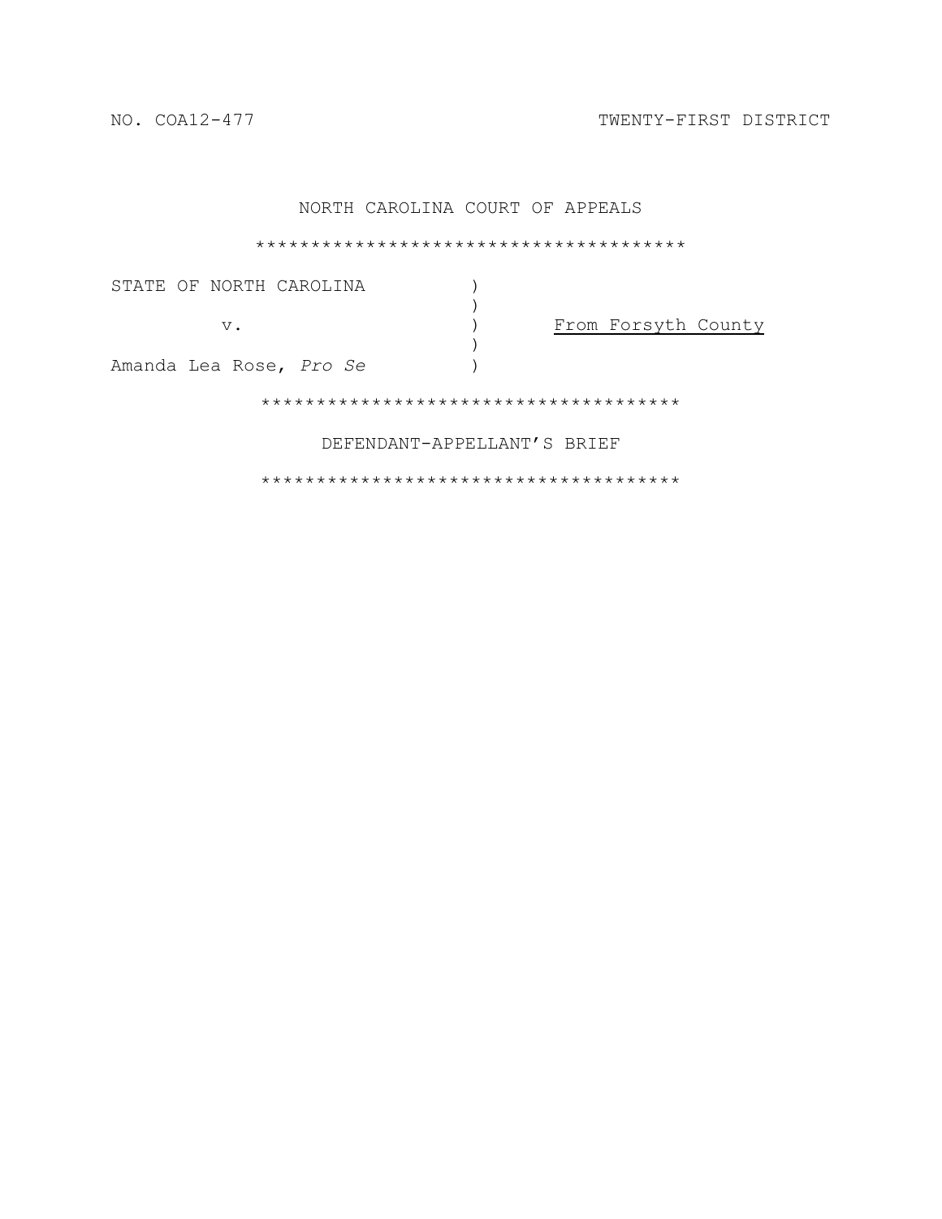NO. COA12-477 TWENTY-FIRST DISTRICT

NORTH CAROLINA COURT OF APPEALS

***************************************

| | | |
|---|---|---|
| STATE OF NORTH CAROLINA | ) | |
| | ) | |
| v. | ) | From Forsyth County |
| | ) | |
| Amanda Lea Rose, *Pro Se* | ) | |

**************************************

DEFENDANT-APPELLANT'S BRIEF

**************************************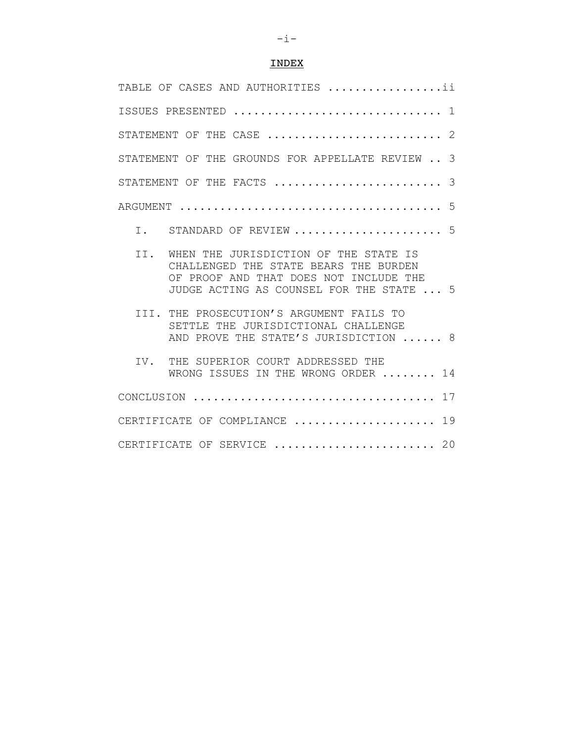# INDEX

TABLE OF CASES AND AUTHORITIES .................ii

ISSUES PRESENTED ............................. 1

STATEMENT OF THE CASE ......................... 2

STATEMENT OF THE GROUNDS FOR APPELLATE REVIEW .. 3

STATEMENT OF THE FACTS ........................ 3

ARGUMENT ...................................... 5

I. STANDARD OF REVIEW ..................... 5

II. WHEN THE JURISDICTION OF THE STATE IS CHALLENGED THE STATE BEARS THE BURDEN OF PROOF AND THAT DOES NOT INCLUDE THE JUDGE ACTING AS COUNSEL FOR THE STATE ... 5

III. THE PROSECUTION'S ARGUMENT FAILS TO SETTLE THE JURISDICTIONAL CHALLENGE AND PROVE THE STATE'S JURISDICTION ...... 8

IV. THE SUPERIOR COURT ADDRESSED THE WRONG ISSUES IN THE WRONG ORDER ........ 14

CONCLUSION ................................... 17

CERTIFICATE OF COMPLIANCE .................... 19

CERTIFICATE OF SERVICE ....................... 20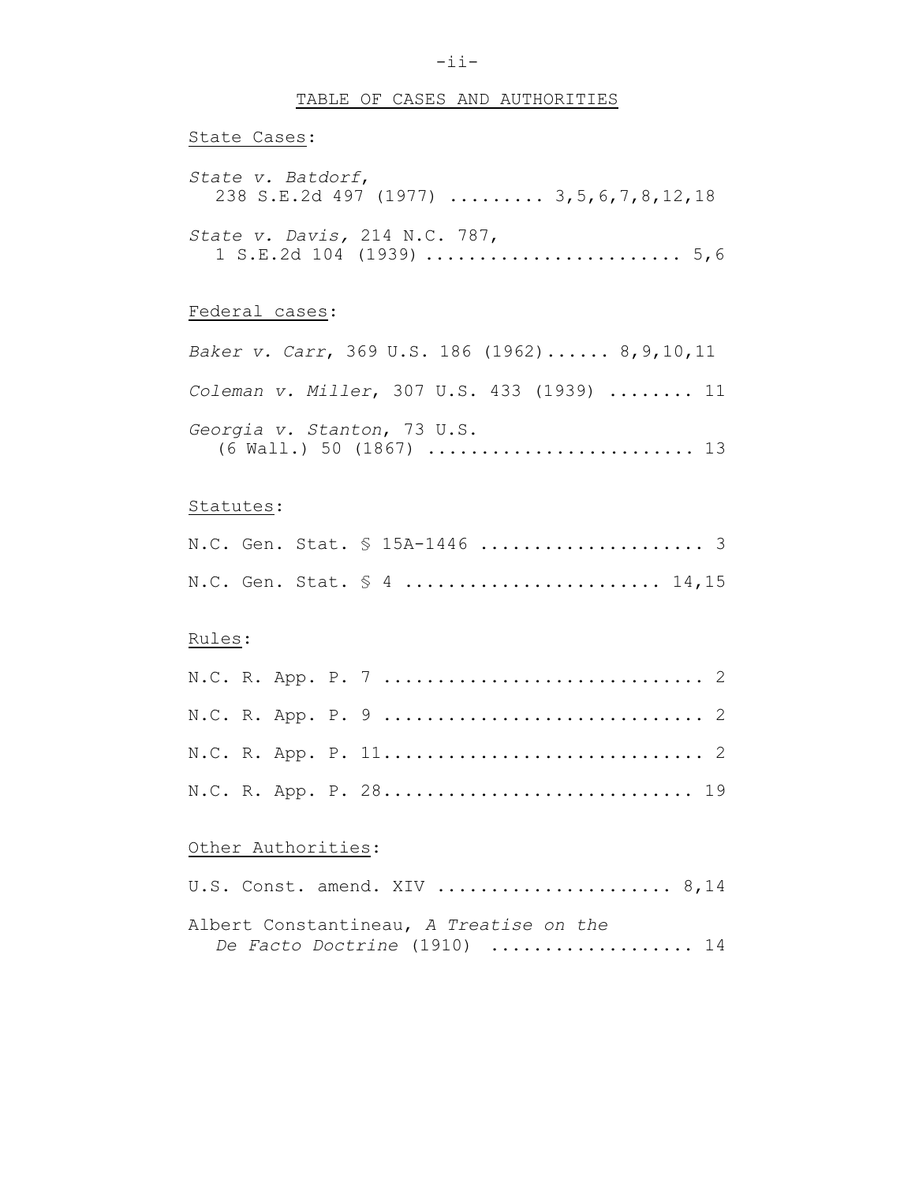## TABLE OF CASES AND AUTHORITIES

State Cases:

*State v. Batdorf*, 238 S.E.2d 497 (1977) ......... 3,5,6,7,8,12,18

*State v. Davis,* 214 N.C. 787, 1 S.E.2d 104 (1939) ....................... 5,6

Federal cases:

*Baker v. Carr*, 369 U.S. 186 (1962)...... 8,9,10,11

*Coleman v. Miller*, 307 U.S. 433 (1939) ........ 11

*Georgia v. Stanton*, 73 U.S. (6 Wall.) 50 (1867) ......................... 13

Statutes:

N.C. Gen. Stat. § 15A-1446 ..................... 3

N.C. Gen. Stat. § 4 ....................... 14,15

Rules:

N.C. R. App. P. 7 ............................. 2

N.C. R. App. P. 9 ............................. 2

N.C. R. App. P. 11............................. 2

N.C. R. App. P. 28............................ 19

Other Authorities:

U.S. Const. amend. XIV ..................... 8,14

Albert Constantineau, *A Treatise on the De Facto Doctrine* (1910) .................. 14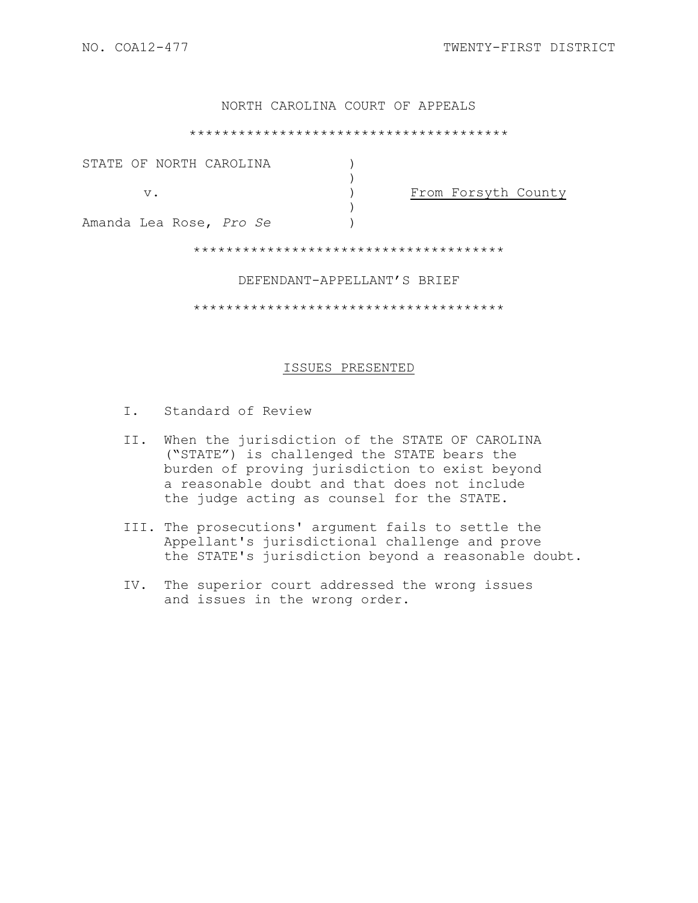NO. COA12-477 TWENTY-FIRST DISTRICT

NORTH CAROLINA COURT OF APPEALS

*************************************

| | | |
|---|---|---|
| STATE OF NORTH CAROLINA | ) | |
| | ) | |
| v. | ) | From Forsyth County |
| | ) | |
| Amanda Lea Rose, *Pro Se* | ) | |

*************************************

DEFENDANT-APPELLANT'S BRIEF

*************************************

## ISSUES PRESENTED

I. Standard of Review

II. When the jurisdiction of the STATE OF CAROLINA ("STATE") is challenged the STATE bears the burden of proving jurisdiction to exist beyond a reasonable doubt and that does not include the judge acting as counsel for the STATE.

III. The prosecutions' argument fails to settle the Appellant's jurisdictional challenge and prove the STATE's jurisdiction beyond a reasonable doubt.

IV. The superior court addressed the wrong issues and issues in the wrong order.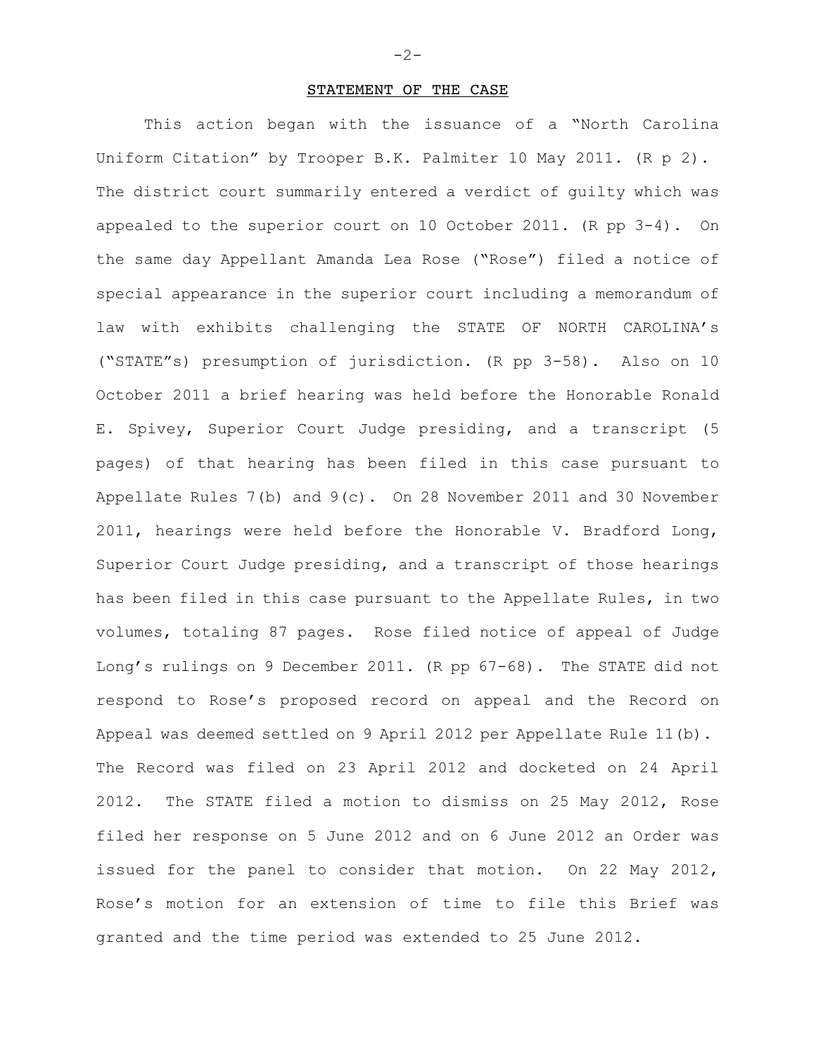## STATEMENT OF THE CASE

This action began with the issuance of a "North Carolina Uniform Citation" by Trooper B.K. Palmiter 10 May 2011. (R p 2). The district court summarily entered a verdict of guilty which was appealed to the superior court on 10 October 2011. (R pp 3-4). On the same day Appellant Amanda Lea Rose ("Rose") filed a notice of special appearance in the superior court including a memorandum of law with exhibits challenging the STATE OF NORTH CAROLINA's ("STATE"s) presumption of jurisdiction. (R pp 3-58). Also on 10 October 2011 a brief hearing was held before the Honorable Ronald E. Spivey, Superior Court Judge presiding, and a transcript (5 pages) of that hearing has been filed in this case pursuant to Appellate Rules 7(b) and 9(c). On 28 November 2011 and 30 November 2011, hearings were held before the Honorable V. Bradford Long, Superior Court Judge presiding, and a transcript of those hearings has been filed in this case pursuant to the Appellate Rules, in two volumes, totaling 87 pages. Rose filed notice of appeal of Judge Long's rulings on 9 December 2011. (R pp 67-68). The STATE did not respond to Rose's proposed record on appeal and the Record on Appeal was deemed settled on 9 April 2012 per Appellate Rule 11(b). The Record was filed on 23 April 2012 and docketed on 24 April 2012. The STATE filed a motion to dismiss on 25 May 2012, Rose filed her response on 5 June 2012 and on 6 June 2012 an Order was issued for the panel to consider that motion. On 22 May 2012, Rose's motion for an extension of time to file this Brief was granted and the time period was extended to 25 June 2012.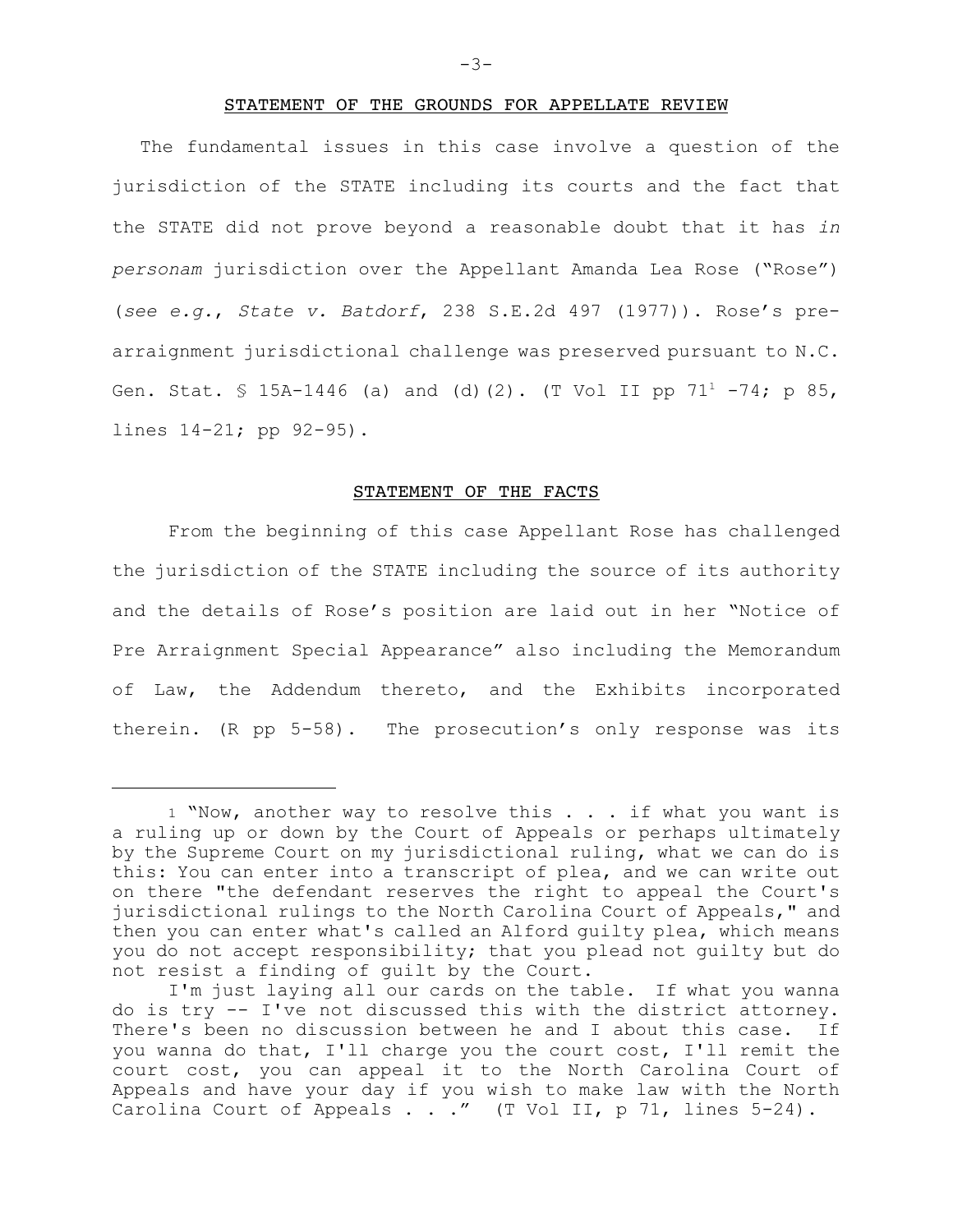## STATEMENT OF THE GROUNDS FOR APPELLATE REVIEW

The fundamental issues in this case involve a question of the jurisdiction of the STATE including its courts and the fact that the STATE did not prove beyond a reasonable doubt that it has *in personam* jurisdiction over the Appellant Amanda Lea Rose ("Rose") (*see e.g.*, *State v. Batdorf*, 238 S.E.2d 497 (1977)). Rose's pre-arraignment jurisdictional challenge was preserved pursuant to N.C. Gen. Stat. § 15A-1446 (a) and (d)(2). (T Vol II pp 71[1] -74; p 85, lines 14-21; pp 92-95).

## STATEMENT OF THE FACTS

From the beginning of this case Appellant Rose has challenged the jurisdiction of the STATE including the source of its authority and the details of Rose's position are laid out in her "Notice of Pre Arraignment Special Appearance" also including the Memorandum of Law, the Addendum thereto, and the Exhibits incorporated therein. (R pp 5-58). The prosecution's only response was its

---

[1] "Now, another way to resolve this . . . if what you want is a ruling up or down by the Court of Appeals or perhaps ultimately by the Supreme Court on my jurisdictional ruling, what we can do is this: You can enter into a transcript of plea, and we can write out on there "the defendant reserves the right to appeal the Court's jurisdictional rulings to the North Carolina Court of Appeals," and then you can enter what's called an Alford guilty plea, which means you do not accept responsibility; that you plead not guilty but do not resist a finding of guilt by the Court.

I'm just laying all our cards on the table. If what you wanna do is try -- I've not discussed this with the district attorney. There's been no discussion between he and I about this case. If you wanna do that, I'll charge you the court cost, I'll remit the court cost, you can appeal it to the North Carolina Court of Appeals and have your day if you wish to make law with the North Carolina Court of Appeals . . ." (T Vol II, p 71, lines 5-24).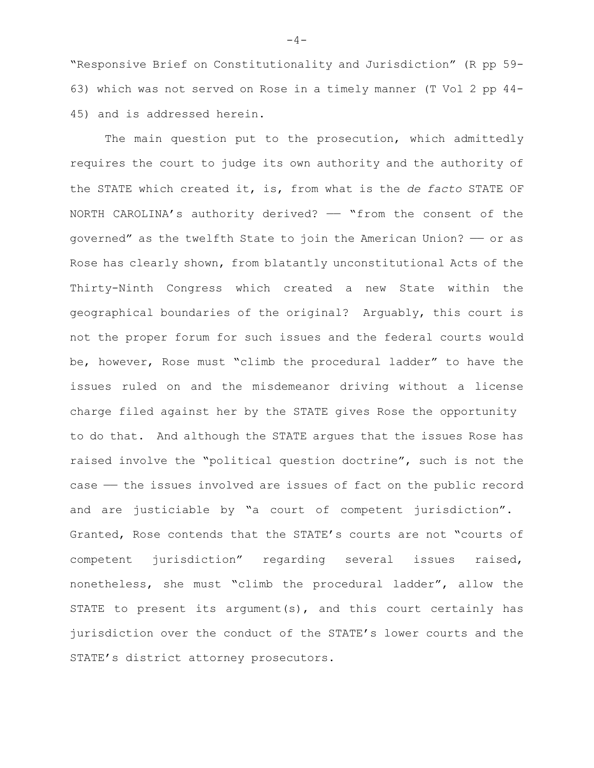"Responsive Brief on Constitutionality and Jurisdiction" (R pp 59-63) which was not served on Rose in a timely manner (T Vol 2 pp 44-45) and is addressed herein.

The main question put to the prosecution, which admittedly requires the court to judge its own authority and the authority of the STATE which created it, is, from what is the *de facto* STATE OF NORTH CAROLINA's authority derived? —— "from the consent of the governed" as the twelfth State to join the American Union? —— or as Rose has clearly shown, from blatantly unconstitutional Acts of the Thirty-Ninth Congress which created a new State within the geographical boundaries of the original? Arguably, this court is not the proper forum for such issues and the federal courts would be, however, Rose must "climb the procedural ladder" to have the issues ruled on and the misdemeanor driving without a license charge filed against her by the STATE gives Rose the opportunity to do that. And although the STATE argues that the issues Rose has raised involve the "political question doctrine", such is not the case —— the issues involved are issues of fact on the public record and are justiciable by "a court of competent jurisdiction". Granted, Rose contends that the STATE's courts are not "courts of competent jurisdiction" regarding several issues raised, nonetheless, she must "climb the procedural ladder", allow the STATE to present its argument(s), and this court certainly has jurisdiction over the conduct of the STATE's lower courts and the STATE's district attorney prosecutors.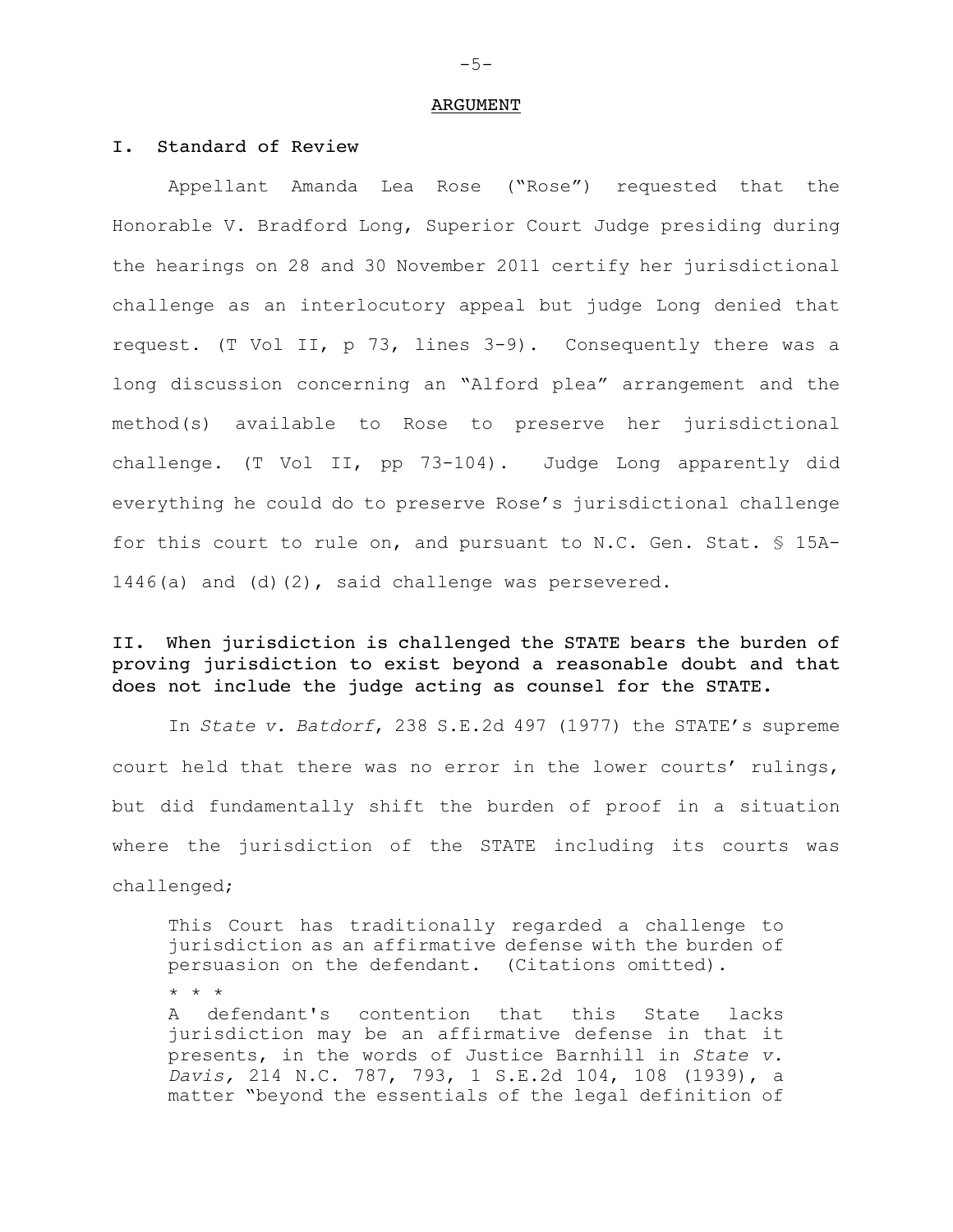## ARGUMENT

### I. Standard of Review

Appellant Amanda Lea Rose ("Rose") requested that the Honorable V. Bradford Long, Superior Court Judge presiding during the hearings on 28 and 30 November 2011 certify her jurisdictional challenge as an interlocutory appeal but judge Long denied that request. (T Vol II, p 73, lines 3-9). Consequently there was a long discussion concerning an "Alford plea" arrangement and the method(s) available to Rose to preserve her jurisdictional challenge. (T Vol II, pp 73-104). Judge Long apparently did everything he could do to preserve Rose's jurisdictional challenge for this court to rule on, and pursuant to N.C. Gen. Stat. § 15A-1446(a) and (d)(2), said challenge was persevered.

### II. When jurisdiction is challenged the STATE bears the burden of proving jurisdiction to exist beyond a reasonable doubt and that does not include the judge acting as counsel for the STATE.

In *State v. Batdorf*, 238 S.E.2d 497 (1977) the STATE's supreme court held that there was no error in the lower courts' rulings, but did fundamentally shift the burden of proof in a situation where the jurisdiction of the STATE including its courts was challenged;

> This Court has traditionally regarded a challenge to jurisdiction as an affirmative defense with the burden of persuasion on the defendant. (Citations omitted).
>
> * * *
>
> A defendant's contention that this State lacks jurisdiction may be an affirmative defense in that it presents, in the words of Justice Barnhill in *State v. Davis,* 214 N.C. 787, 793, 1 S.E.2d 104, 108 (1939), a matter "beyond the essentials of the legal definition of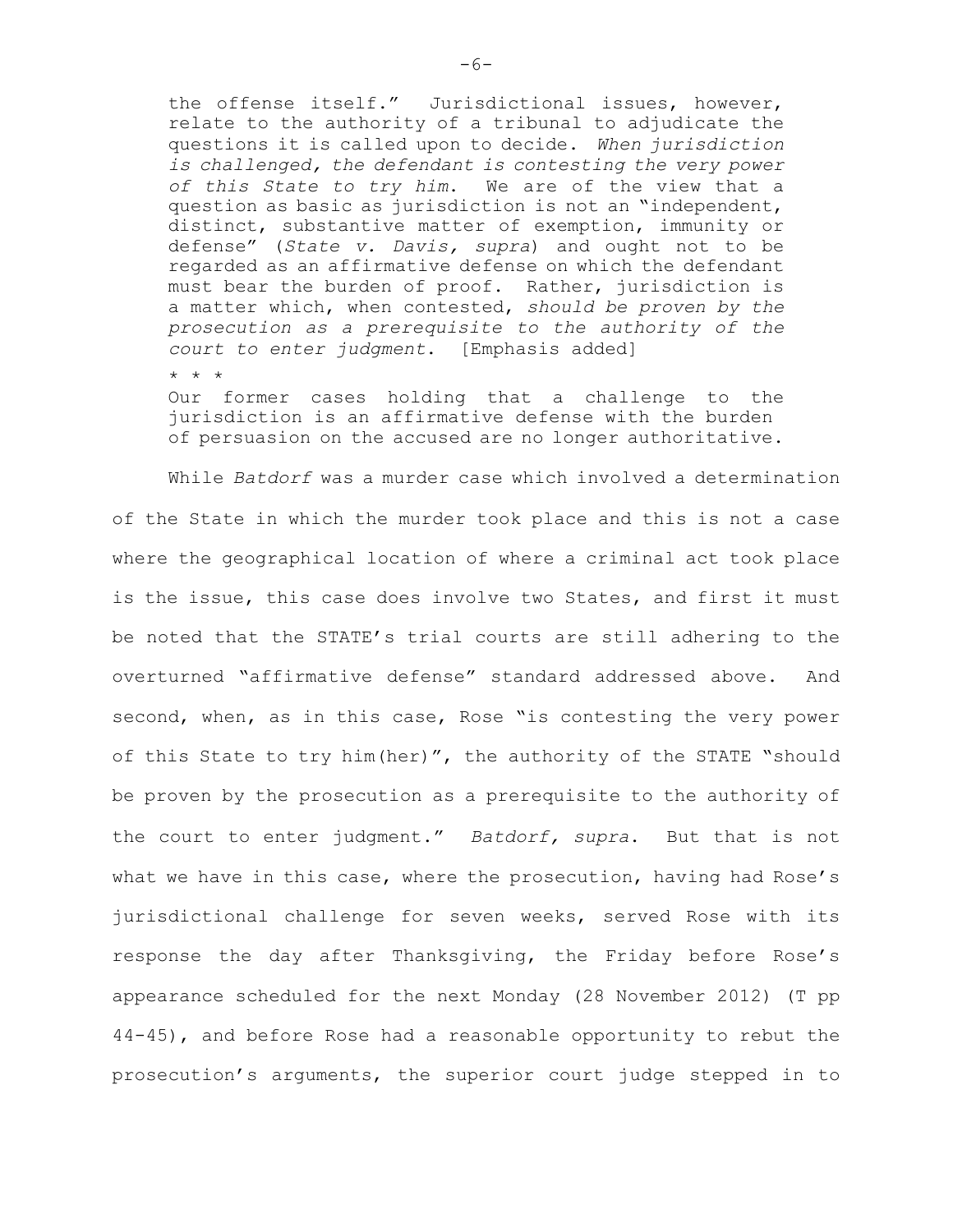> the offense itself." Jurisdictional issues, however, relate to the authority of a tribunal to adjudicate the questions it is called upon to decide. *When jurisdiction is challenged, the defendant is contesting the very power of this State to try him*. We are of the view that a question as basic as jurisdiction is not an "independent, distinct, substantive matter of exemption, immunity or defense" (*State v. Davis, supra*) and ought not to be regarded as an affirmative defense on which the defendant must bear the burden of proof. Rather, jurisdiction is a matter which, when contested, *should be proven by the prosecution as a prerequisite to the authority of the court to enter judgment*. [Emphasis added]
>
> * * *
>
> Our former cases holding that a challenge to the jurisdiction is an affirmative defense with the burden of persuasion on the accused are no longer authoritative.

While *Batdorf* was a murder case which involved a determination of the State in which the murder took place and this is not a case where the geographical location of where a criminal act took place is the issue, this case does involve two States, and first it must be noted that the STATE's trial courts are still adhering to the overturned "affirmative defense" standard addressed above. And second, when, as in this case, Rose "is contesting the very power of this State to try him(her)", the authority of the STATE "should be proven by the prosecution as a prerequisite to the authority of the court to enter judgment." *Batdorf, supra*. But that is not what we have in this case, where the prosecution, having had Rose's jurisdictional challenge for seven weeks, served Rose with its response the day after Thanksgiving, the Friday before Rose's appearance scheduled for the next Monday (28 November 2012) (T pp 44-45), and before Rose had a reasonable opportunity to rebut the prosecution's arguments, the superior court judge stepped in to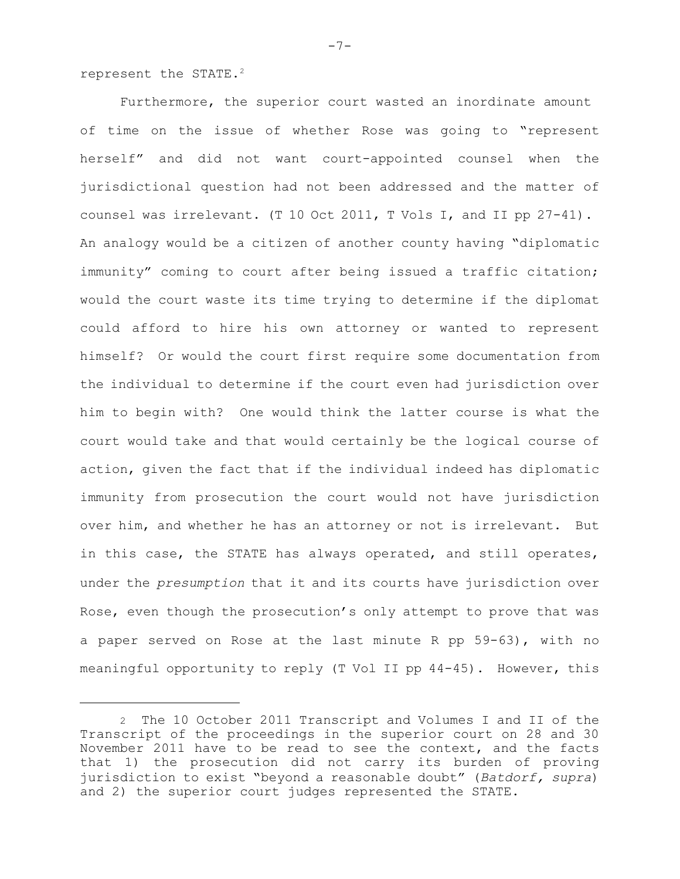represent the STATE.[2]

Furthermore, the superior court wasted an inordinate amount of time on the issue of whether Rose was going to "represent herself" and did not want court-appointed counsel when the jurisdictional question had not been addressed and the matter of counsel was irrelevant. (T 10 Oct 2011, T Vols I, and II pp 27-41). An analogy would be a citizen of another county having "diplomatic immunity" coming to court after being issued a traffic citation; would the court waste its time trying to determine if the diplomat could afford to hire his own attorney or wanted to represent himself? Or would the court first require some documentation from the individual to determine if the court even had jurisdiction over him to begin with? One would think the latter course is what the court would take and that would certainly be the logical course of action, given the fact that if the individual indeed has diplomatic immunity from prosecution the court would not have jurisdiction over him, and whether he has an attorney or not is irrelevant. But in this case, the STATE has always operated, and still operates, under the *presumption* that it and its courts have jurisdiction over Rose, even though the prosecution's only attempt to prove that was a paper served on Rose at the last minute R pp 59-63), with no meaningful opportunity to reply (T Vol II pp 44-45). However, this

---

[2] The 10 October 2011 Transcript and Volumes I and II of the Transcript of the proceedings in the superior court on 28 and 30 November 2011 have to be read to see the context, and the facts that 1) the prosecution did not carry its burden of proving jurisdiction to exist "beyond a reasonable doubt" (*Batdorf, supra*) and 2) the superior court judges represented the STATE.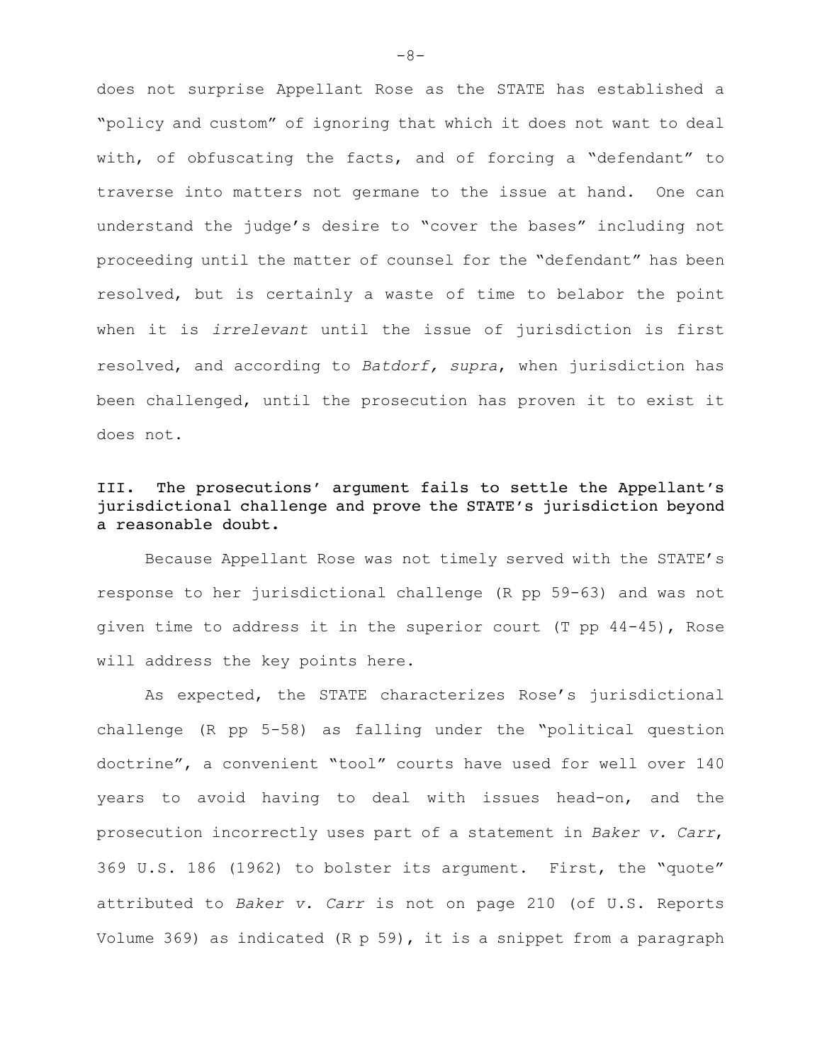does not surprise Appellant Rose as the STATE has established a "policy and custom" of ignoring that which it does not want to deal with, of obfuscating the facts, and of forcing a "defendant" to traverse into matters not germane to the issue at hand. One can understand the judge's desire to "cover the bases" including not proceeding until the matter of counsel for the "defendant" has been resolved, but is certainly a waste of time to belabor the point when it is *irrelevant* until the issue of jurisdiction is first resolved, and according to *Batdorf, supra*, when jurisdiction has been challenged, until the prosecution has proven it to exist it does not.

## III. The prosecutions' argument fails to settle the Appellant's jurisdictional challenge and prove the STATE's jurisdiction beyond a reasonable doubt.

Because Appellant Rose was not timely served with the STATE's response to her jurisdictional challenge (R pp 59-63) and was not given time to address it in the superior court (T pp 44-45), Rose will address the key points here.

As expected, the STATE characterizes Rose's jurisdictional challenge (R pp 5-58) as falling under the "political question doctrine", a convenient "tool" courts have used for well over 140 years to avoid having to deal with issues head-on, and the prosecution incorrectly uses part of a statement in *Baker v. Carr*, 369 U.S. 186 (1962) to bolster its argument. First, the "quote" attributed to *Baker v. Carr* is not on page 210 (of U.S. Reports Volume 369) as indicated (R p 59), it is a snippet from a paragraph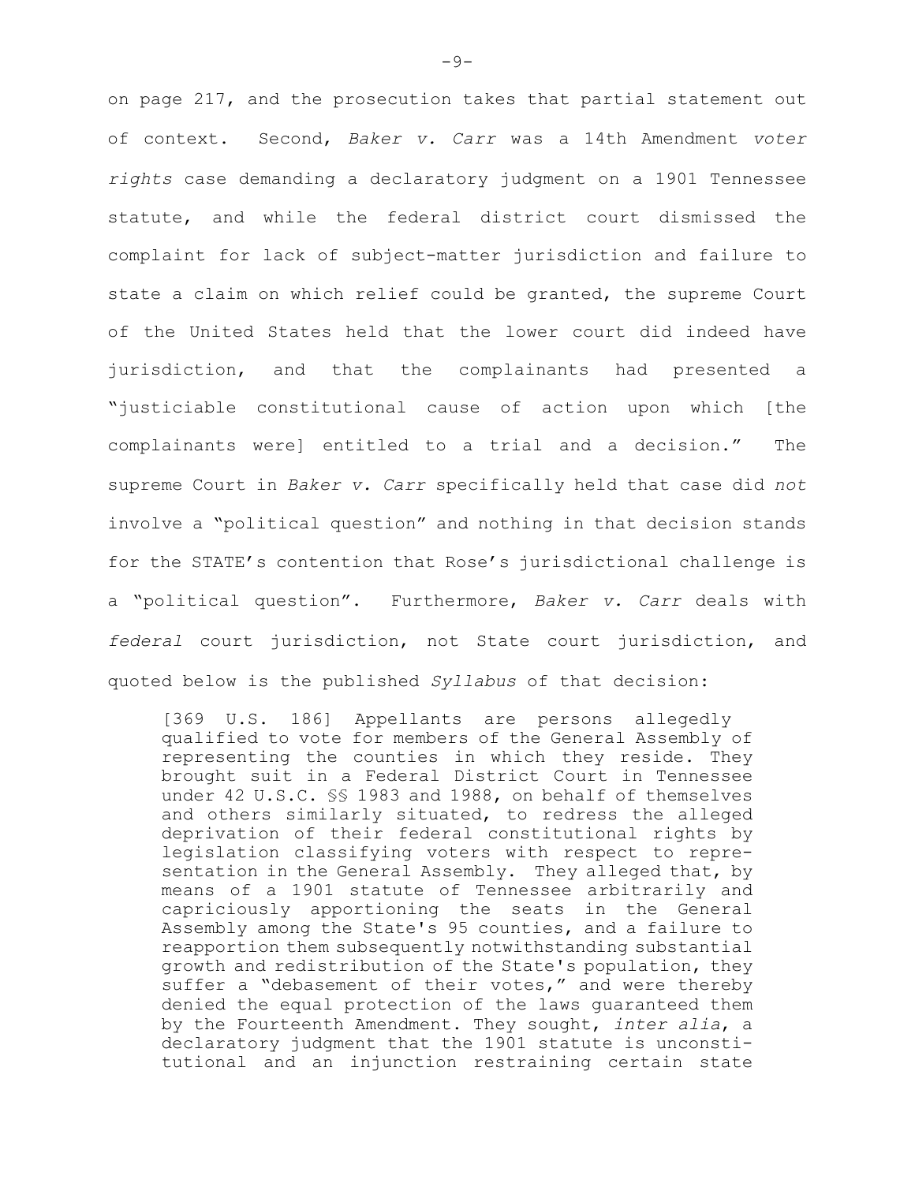on page 217, and the prosecution takes that partial statement out of context. Second, *Baker v. Carr* was a 14th Amendment *voter rights* case demanding a declaratory judgment on a 1901 Tennessee statute, and while the federal district court dismissed the complaint for lack of subject-matter jurisdiction and failure to state a claim on which relief could be granted, the supreme Court of the United States held that the lower court did indeed have jurisdiction, and that the complainants had presented a "justiciable constitutional cause of action upon which [the complainants were] entitled to a trial and a decision." The supreme Court in *Baker v. Carr* specifically held that case did *not* involve a "political question" and nothing in that decision stands for the STATE's contention that Rose's jurisdictional challenge is a "political question". Furthermore, *Baker v. Carr* deals with *federal* court jurisdiction, not State court jurisdiction, and quoted below is the published *Syllabus* of that decision:

> [369 U.S. 186] Appellants are persons allegedly qualified to vote for members of the General Assembly of representing the counties in which they reside. They brought suit in a Federal District Court in Tennessee under 42 U.S.C. §§ 1983 and 1988, on behalf of themselves and others similarly situated, to redress the alleged deprivation of their federal constitutional rights by legislation classifying voters with respect to representation in the General Assembly. They alleged that, by means of a 1901 statute of Tennessee arbitrarily and capriciously apportioning the seats in the General Assembly among the State's 95 counties, and a failure to reapportion them subsequently notwithstanding substantial growth and redistribution of the State's population, they suffer a "debasement of their votes," and were thereby denied the equal protection of the laws guaranteed them by the Fourteenth Amendment. They sought, *inter alia*, a declaratory judgment that the 1901 statute is unconstitutional and an injunction restraining certain state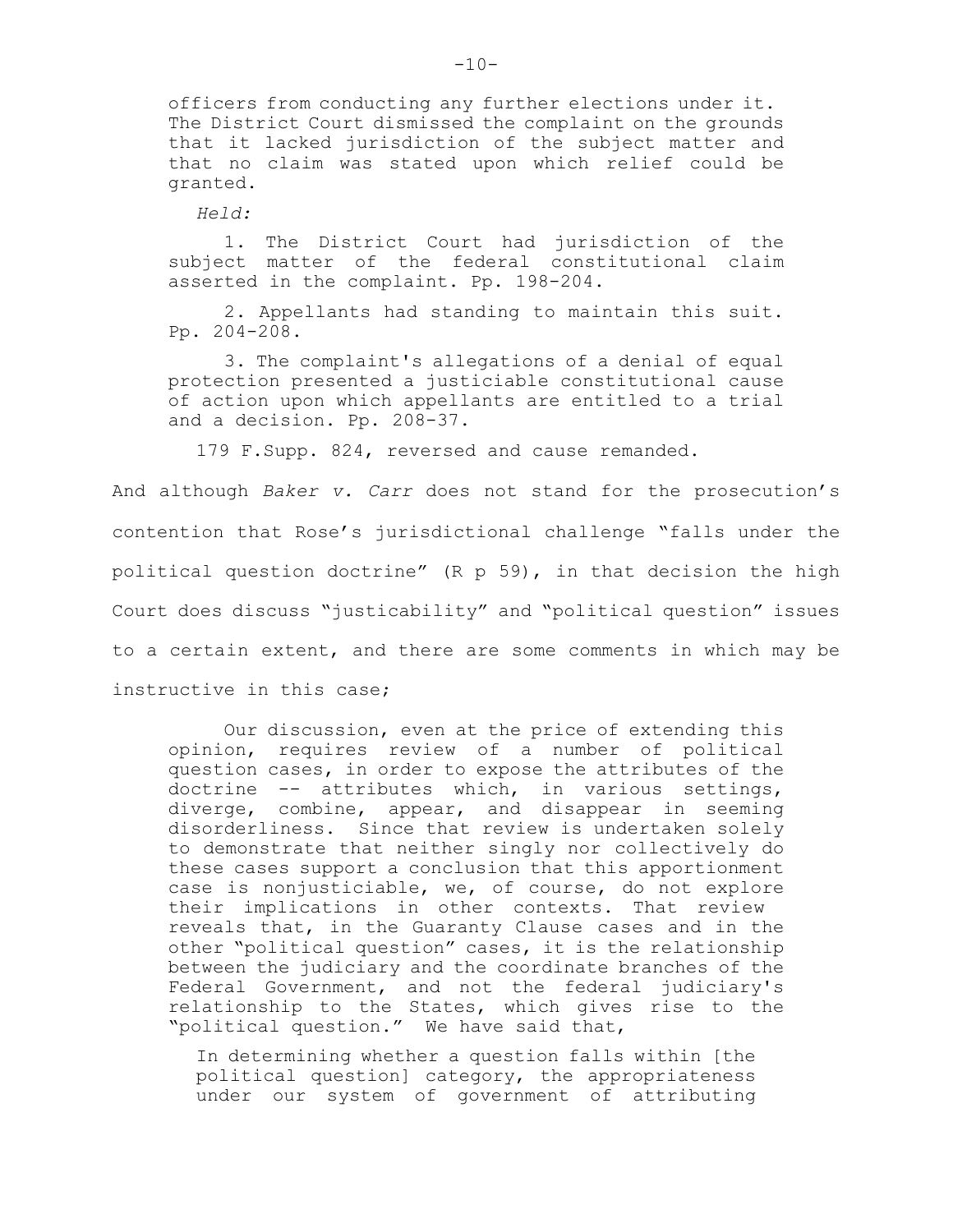> officers from conducting any further elections under it. The District Court dismissed the complaint on the grounds that it lacked jurisdiction of the subject matter and that no claim was stated upon which relief could be granted.
>
> *Held:*
>
> 1. The District Court had jurisdiction of the subject matter of the federal constitutional claim asserted in the complaint. Pp. 198-204.
>
> 2. Appellants had standing to maintain this suit. Pp. 204-208.
>
> 3. The complaint's allegations of a denial of equal protection presented a justiciable constitutional cause of action upon which appellants are entitled to a trial and a decision. Pp. 208-37.
>
> 179 F.Supp. 824, reversed and cause remanded.

And although *Baker v. Carr* does not stand for the prosecution's contention that Rose's jurisdictional challenge "falls under the political question doctrine" (R p 59), in that decision the high Court does discuss "justicability" and "political question" issues to a certain extent, and there are some comments in which may be instructive in this case;

> Our discussion, even at the price of extending this opinion, requires review of a number of political question cases, in order to expose the attributes of the doctrine -- attributes which, in various settings, diverge, combine, appear, and disappear in seeming disorderliness. Since that review is undertaken solely to demonstrate that neither singly nor collectively do these cases support a conclusion that this apportionment case is nonjusticiable, we, of course, do not explore their implications in other contexts. That review reveals that, in the Guaranty Clause cases and in the other "political question" cases, it is the relationship between the judiciary and the coordinate branches of the Federal Government, and not the federal judiciary's relationship to the States, which gives rise to the "political question." We have said that,
>
> > In determining whether a question falls within [the political question] category, the appropriateness under our system of government of attributing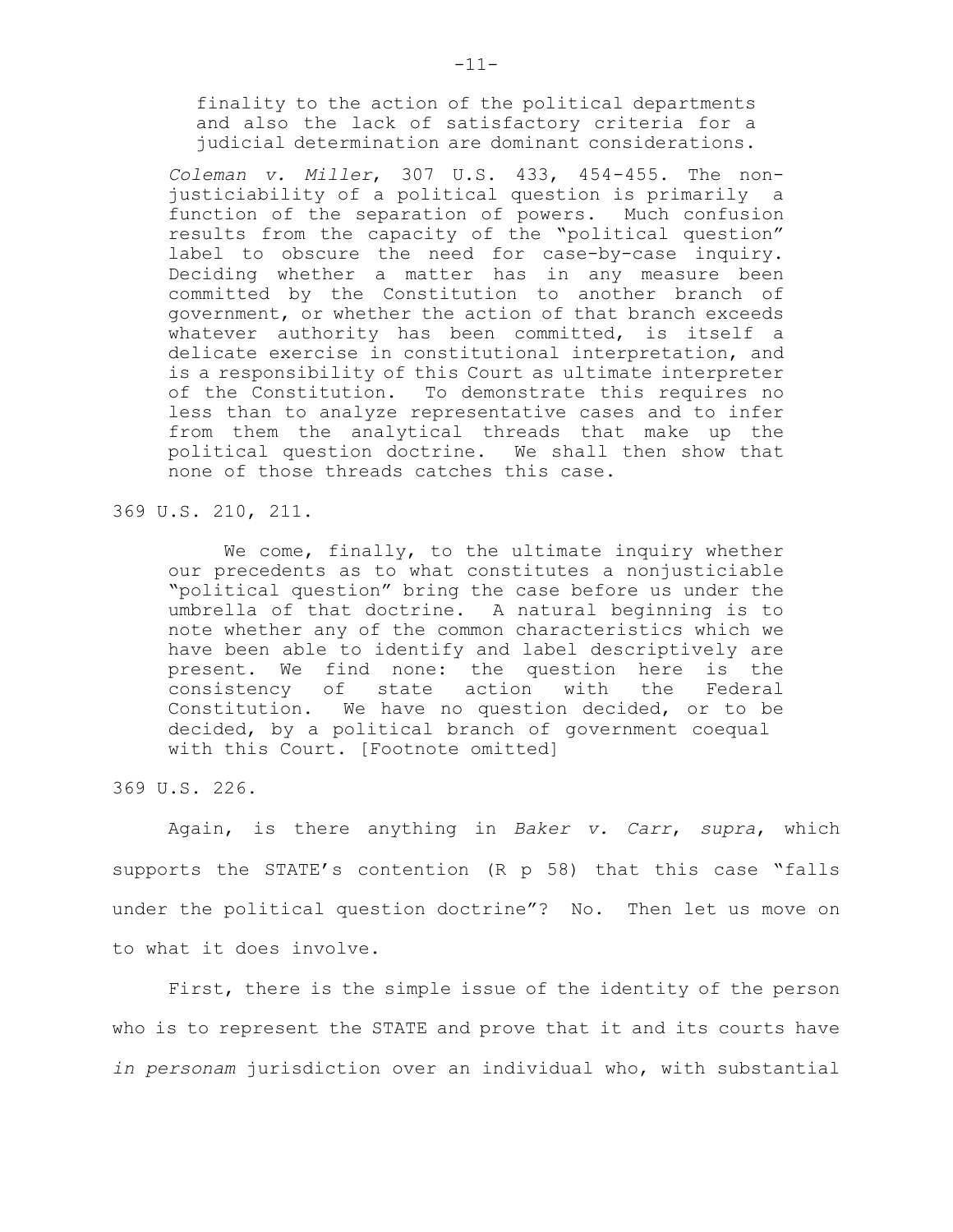> finality to the action of the political departments and also the lack of satisfactory criteria for a judicial determination are dominant considerations.
>
> *Coleman v. Miller*, 307 U.S. 433, 454-455. The non-justiciability of a political question is primarily a function of the separation of powers. Much confusion results from the capacity of the "political question" label to obscure the need for case-by-case inquiry. Deciding whether a matter has in any measure been committed by the Constitution to another branch of government, or whether the action of that branch exceeds whatever authority has been committed, is itself a delicate exercise in constitutional interpretation, and is a responsibility of this Court as ultimate interpreter of the Constitution. To demonstrate this requires no less than to analyze representative cases and to infer from them the analytical threads that make up the political question doctrine. We shall then show that none of those threads catches this case.

369 U.S. 210, 211.

> We come, finally, to the ultimate inquiry whether our precedents as to what constitutes a nonjusticiable "political question" bring the case before us under the umbrella of that doctrine. A natural beginning is to note whether any of the common characteristics which we have been able to identify and label descriptively are present. We find none: the question here is the consistency of state action with the Federal Constitution. We have no question decided, or to be decided, by a political branch of government coequal with this Court. [Footnote omitted]

369 U.S. 226.

Again, is there anything in *Baker v. Carr*, *supra*, which supports the STATE's contention (R p 58) that this case "falls under the political question doctrine"? No. Then let us move on to what it does involve.

First, there is the simple issue of the identity of the person who is to represent the STATE and prove that it and its courts have *in personam* jurisdiction over an individual who, with substantial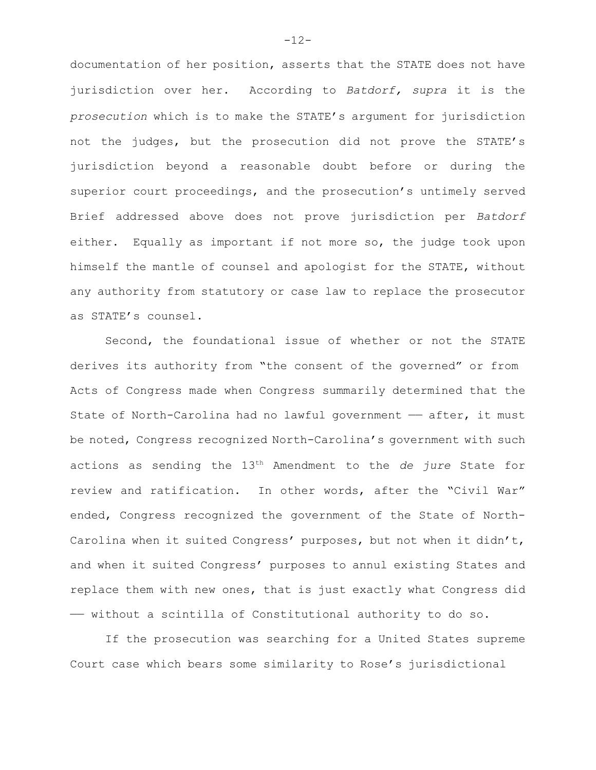documentation of her position, asserts that the STATE does not have jurisdiction over her. According to *Batdorf, supra* it is the *prosecution* which is to make the STATE's argument for jurisdiction not the judges, but the prosecution did not prove the STATE's jurisdiction beyond a reasonable doubt before or during the superior court proceedings, and the prosecution's untimely served Brief addressed above does not prove jurisdiction per *Batdorf* either. Equally as important if not more so, the judge took upon himself the mantle of counsel and apologist for the STATE, without any authority from statutory or case law to replace the prosecutor as STATE's counsel.

Second, the foundational issue of whether or not the STATE derives its authority from "the consent of the governed" or from Acts of Congress made when Congress summarily determined that the State of North-Carolina had no lawful government —— after, it must be noted, Congress recognized North-Carolina's government with such actions as sending the 13th Amendment to the *de jure* State for review and ratification. In other words, after the "Civil War" ended, Congress recognized the government of the State of North-Carolina when it suited Congress' purposes, but not when it didn't, and when it suited Congress' purposes to annul existing States and replace them with new ones, that is just exactly what Congress did —— without a scintilla of Constitutional authority to do so.

If the prosecution was searching for a United States supreme Court case which bears some similarity to Rose's jurisdictional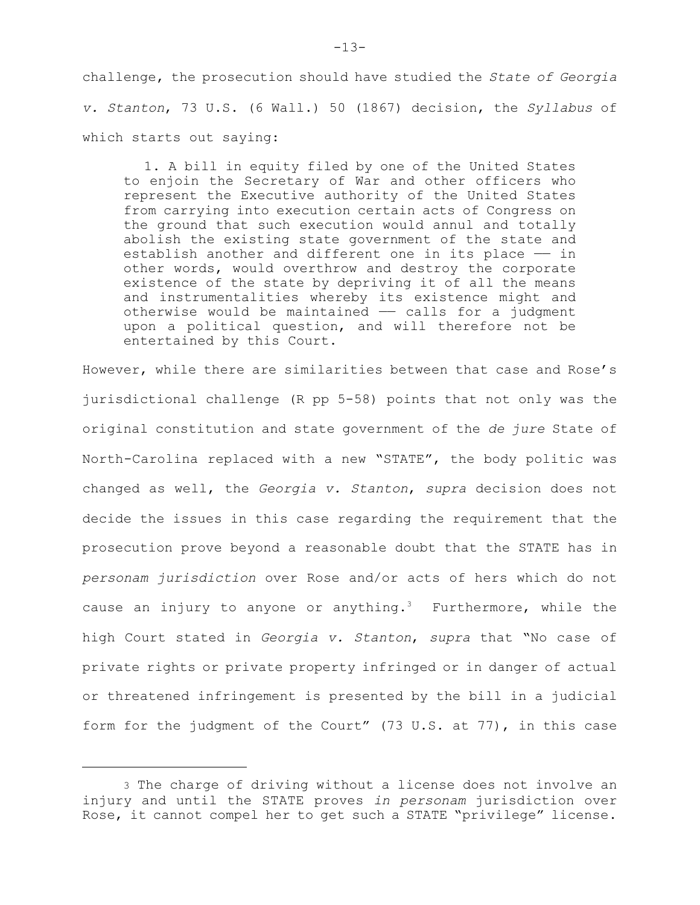challenge, the prosecution should have studied the *State of Georgia v. Stanton*, 73 U.S. (6 Wall.) 50 (1867) decision, the *Syllabus* of which starts out saying:

> 1. A bill in equity filed by one of the United States to enjoin the Secretary of War and other officers who represent the Executive authority of the United States from carrying into execution certain acts of Congress on the ground that such execution would annul and totally abolish the existing state government of the state and establish another and different one in its place –– in other words, would overthrow and destroy the corporate existence of the state by depriving it of all the means and instrumentalities whereby its existence might and otherwise would be maintained –– calls for a judgment upon a political question, and will therefore not be entertained by this Court.

However, while there are similarities between that case and Rose's jurisdictional challenge (R pp 5-58) points that not only was the original constitution and state government of the *de jure* State of North-Carolina replaced with a new "STATE", the body politic was changed as well, the *Georgia v. Stanton*, *supra* decision does not decide the issues in this case regarding the requirement that the prosecution prove beyond a reasonable doubt that the STATE has in *personam jurisdiction* over Rose and/or acts of hers which do not cause an injury to anyone or anything.[3] Furthermore, while the high Court stated in *Georgia v. Stanton*, *supra* that "No case of private rights or private property infringed or in danger of actual or threatened infringement is presented by the bill in a judicial form for the judgment of the Court" (73 U.S. at 77), in this case

---

3 The charge of driving without a license does not involve an injury and until the STATE proves *in personam* jurisdiction over Rose, it cannot compel her to get such a STATE "privilege" license.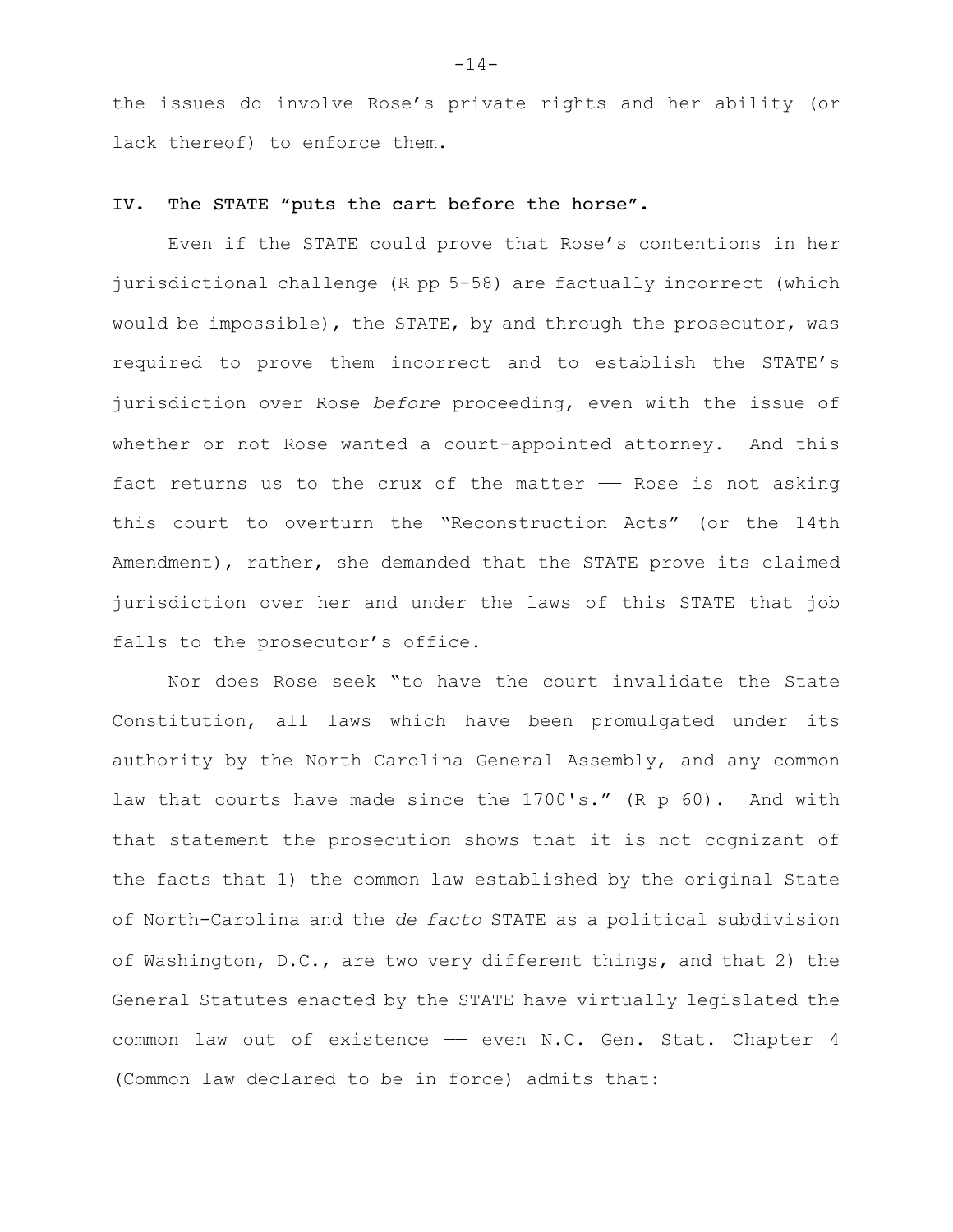the issues do involve Rose's private rights and her ability (or lack thereof) to enforce them.

## IV. The STATE "puts the cart before the horse".

Even if the STATE could prove that Rose's contentions in her jurisdictional challenge (R pp 5-58) are factually incorrect (which would be impossible), the STATE, by and through the prosecutor, was required to prove them incorrect and to establish the STATE's jurisdiction over Rose *before* proceeding, even with the issue of whether or not Rose wanted a court-appointed attorney. And this fact returns us to the crux of the matter —— Rose is not asking this court to overturn the "Reconstruction Acts" (or the 14th Amendment), rather, she demanded that the STATE prove its claimed jurisdiction over her and under the laws of this STATE that job falls to the prosecutor's office.

Nor does Rose seek "to have the court invalidate the State Constitution, all laws which have been promulgated under its authority by the North Carolina General Assembly, and any common law that courts have made since the 1700's." (R p 60). And with that statement the prosecution shows that it is not cognizant of the facts that 1) the common law established by the original State of North-Carolina and the *de facto* STATE as a political subdivision of Washington, D.C., are two very different things, and that 2) the General Statutes enacted by the STATE have virtually legislated the common law out of existence —— even N.C. Gen. Stat. Chapter 4 (Common law declared to be in force) admits that: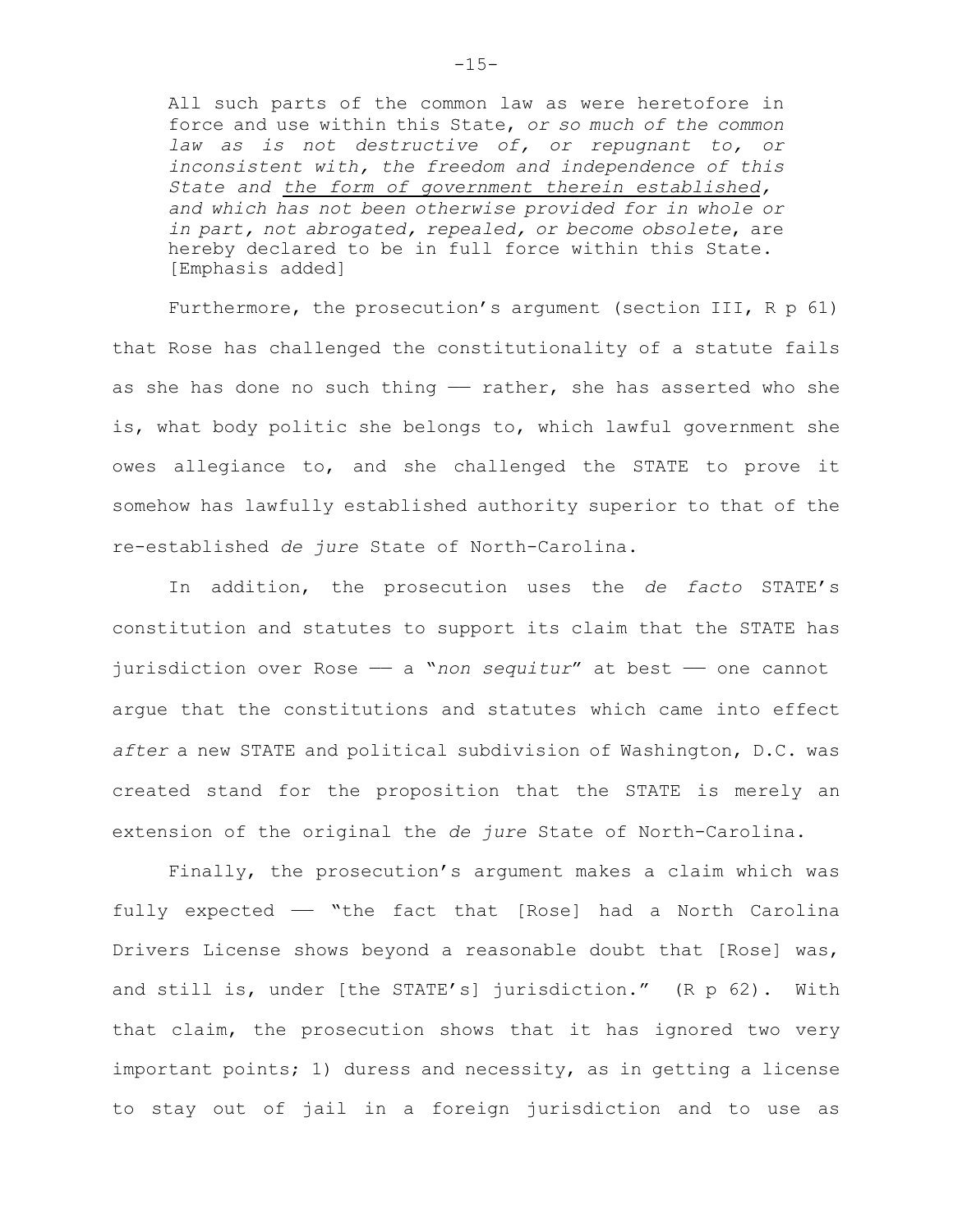> All such parts of the common law as were heretofore in force and use within this State, *or so much of the common law as is not destructive of, or repugnant to, or inconsistent with, the freedom and independence of this State and* <u>*the form of government therein established*</u>*, and which has not been otherwise provided for in whole or in part, not abrogated, repealed, or become obsolete*, are hereby declared to be in full force within this State. [Emphasis added]

Furthermore, the prosecution's argument (section III, R p 61) that Rose has challenged the constitutionality of a statute fails as she has done no such thing —— rather, she has asserted who she is, what body politic she belongs to, which lawful government she owes allegiance to, and she challenged the STATE to prove it somehow has lawfully established authority superior to that of the re-established *de jure* State of North-Carolina.

In addition, the prosecution uses the *de facto* STATE's constitution and statutes to support its claim that the STATE has jurisdiction over Rose —— a "*non sequitur*" at best —— one cannot argue that the constitutions and statutes which came into effect *after* a new STATE and political subdivision of Washington, D.C. was created stand for the proposition that the STATE is merely an extension of the original the *de jure* State of North-Carolina.

Finally, the prosecution's argument makes a claim which was fully expected —— "the fact that [Rose] had a North Carolina Drivers License shows beyond a reasonable doubt that [Rose] was, and still is, under [the STATE's] jurisdiction." (R p 62). With that claim, the prosecution shows that it has ignored two very important points; 1) duress and necessity, as in getting a license to stay out of jail in a foreign jurisdiction and to use as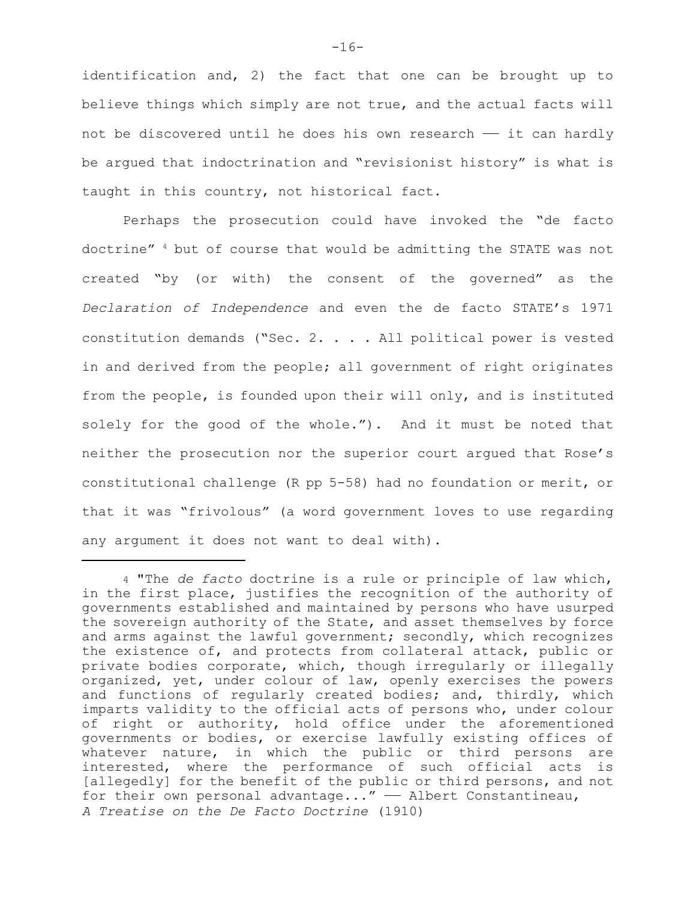identification and, 2) the fact that one can be brought up to believe things which simply are not true, and the actual facts will not be discovered until he does his own research –– it can hardly be argued that indoctrination and "revisionist history" is what is taught in this country, not historical fact.

Perhaps the prosecution could have invoked the "de facto doctrine" [4] but of course that would be admitting the STATE was not created "by (or with) the consent of the governed" as the *Declaration of Independence* and even the de facto STATE's 1971 constitution demands ("Sec. 2. . . . All political power is vested in and derived from the people; all government of right originates from the people, is founded upon their will only, and is instituted solely for the good of the whole."). And it must be noted that neither the prosecution nor the superior court argued that Rose's constitutional challenge (R pp 5-58) had no foundation or merit, or that it was "frivolous" (a word government loves to use regarding any argument it does not want to deal with).

---

[4] "The *de facto* doctrine is a rule or principle of law which, in the first place, justifies the recognition of the authority of governments established and maintained by persons who have usurped the sovereign authority of the State, and asset themselves by force and arms against the lawful government; secondly, which recognizes the existence of, and protects from collateral attack, public or private bodies corporate, which, though irregularly or illegally organized, yet, under colour of law, openly exercises the powers and functions of regularly created bodies; and, thirdly, which imparts validity to the official acts of persons who, under colour of right or authority, hold office under the aforementioned governments or bodies, or exercise lawfully existing offices of whatever nature, in which the public or third persons are interested, where the performance of such official acts is [allegedly] for the benefit of the public or third persons, and not for their own personal advantage..." –– Albert Constantineau, *A Treatise on the De Facto Doctrine* (1910)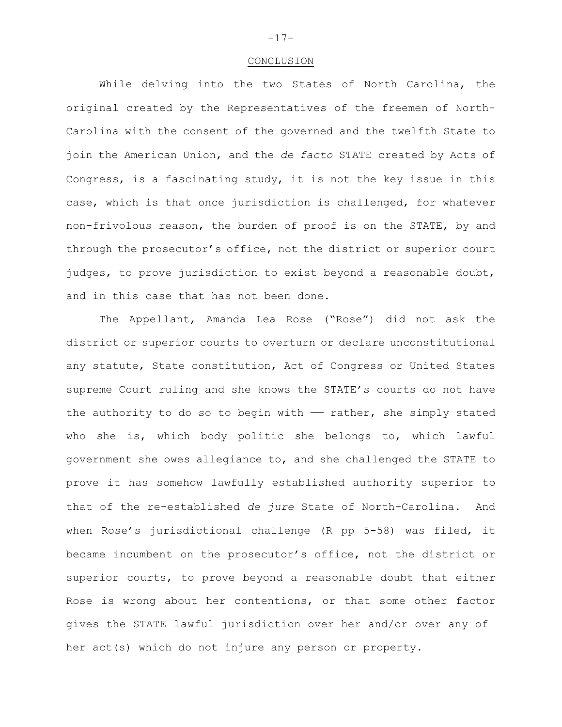## CONCLUSION

While delving into the two States of North Carolina, the original created by the Representatives of the freemen of North-Carolina with the consent of the governed and the twelfth State to join the American Union, and the *de facto* STATE created by Acts of Congress, is a fascinating study, it is not the key issue in this case, which is that once jurisdiction is challenged, for whatever non-frivolous reason, the burden of proof is on the STATE, by and through the prosecutor's office, not the district or superior court judges, to prove jurisdiction to exist beyond a reasonable doubt, and in this case that has not been done.

The Appellant, Amanda Lea Rose ("Rose") did not ask the district or superior courts to overturn or declare unconstitutional any statute, State constitution, Act of Congress or United States supreme Court ruling and she knows the STATE's courts do not have the authority to do so to begin with —— rather, she simply stated who she is, which body politic she belongs to, which lawful government she owes allegiance to, and she challenged the STATE to prove it has somehow lawfully established authority superior to that of the re-established *de jure* State of North-Carolina. And when Rose's jurisdictional challenge (R pp 5-58) was filed, it became incumbent on the prosecutor's office, not the district or superior courts, to prove beyond a reasonable doubt that either Rose is wrong about her contentions, or that some other factor gives the STATE lawful jurisdiction over her and/or over any of her act(s) which do not injure any person or property.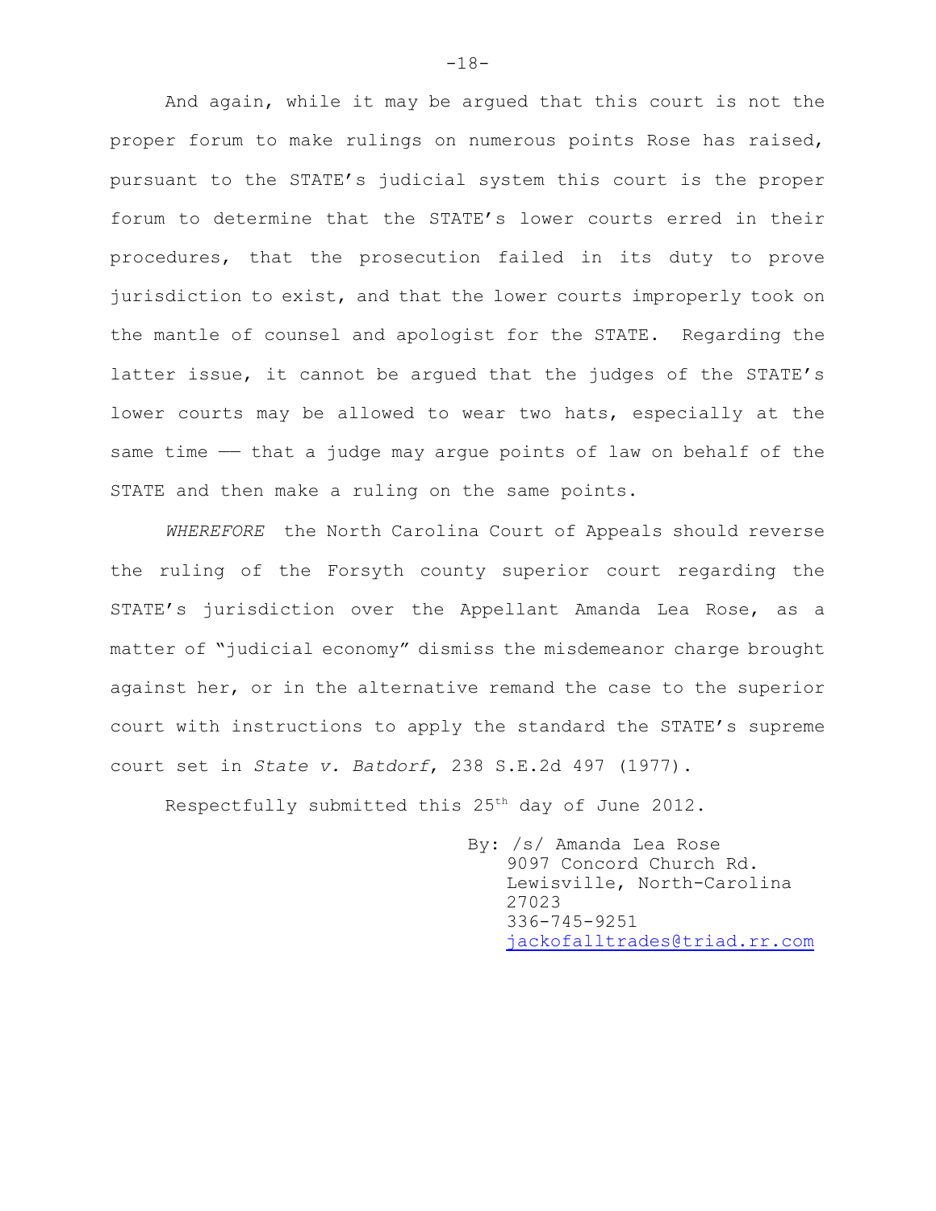And again, while it may be argued that this court is not the proper forum to make rulings on numerous points Rose has raised, pursuant to the STATE's judicial system this court is the proper forum to determine that the STATE's lower courts erred in their procedures, that the prosecution failed in its duty to prove jurisdiction to exist, and that the lower courts improperly took on the mantle of counsel and apologist for the STATE. Regarding the latter issue, it cannot be argued that the judges of the STATE's lower courts may be allowed to wear two hats, especially at the same time —— that a judge may argue points of law on behalf of the STATE and then make a ruling on the same points.

*WHEREFORE* the North Carolina Court of Appeals should reverse the ruling of the Forsyth county superior court regarding the STATE's jurisdiction over the Appellant Amanda Lea Rose, as a matter of "judicial economy" dismiss the misdemeanor charge brought against her, or in the alternative remand the case to the superior court with instructions to apply the standard the STATE's supreme court set in *State v. Batdorf*, 238 S.E.2d 497 (1977).

Respectfully submitted this 25th day of June 2012.

By: /s/ Amanda Lea Rose
9097 Concord Church Rd.
Lewisville, North-Carolina
27023
336-745-9251
jackofalltrades@triad.rr.com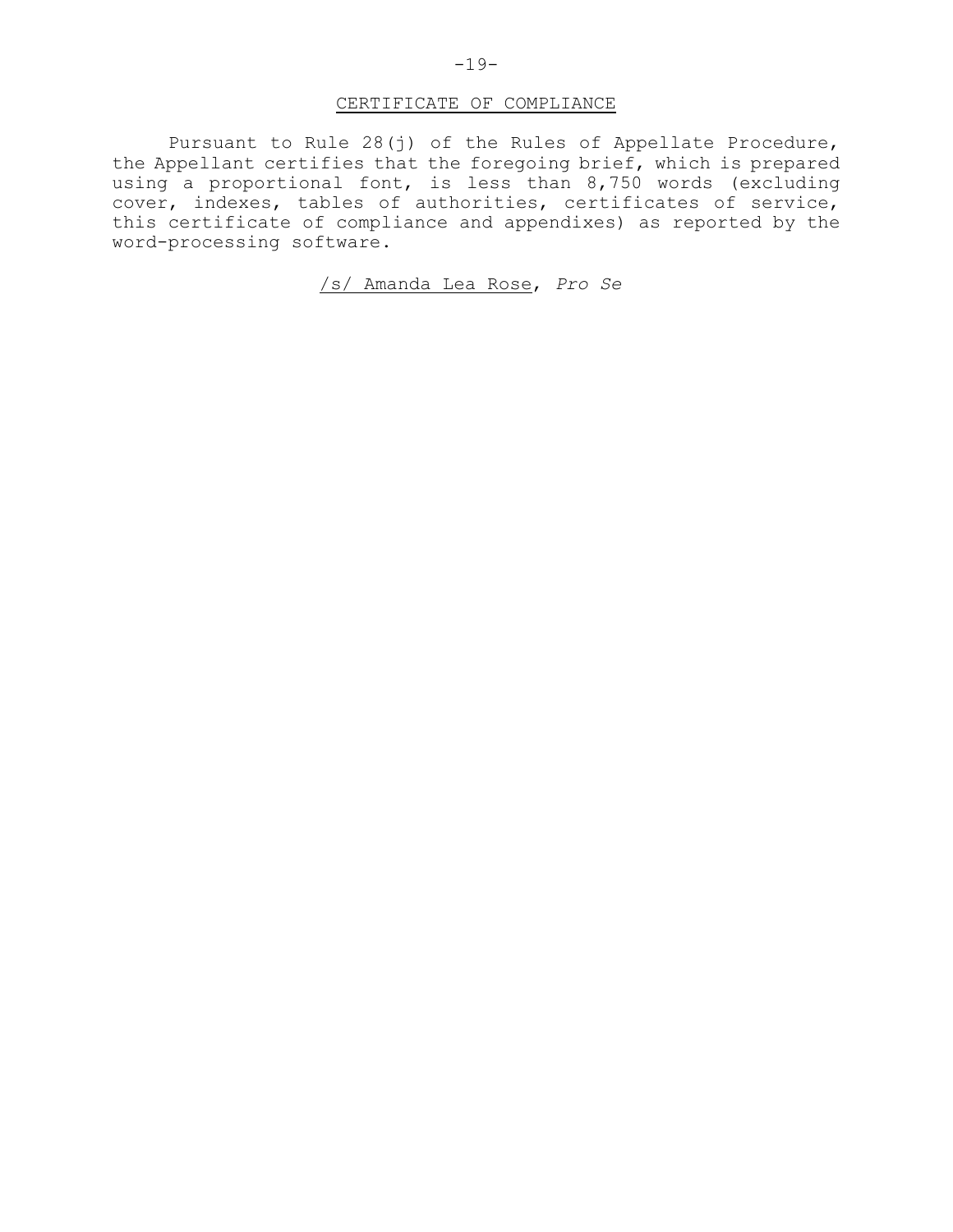## CERTIFICATE OF COMPLIANCE

Pursuant to Rule 28(j) of the Rules of Appellate Procedure, the Appellant certifies that the foregoing brief, which is prepared using a proportional font, is less than 8,750 words (excluding cover, indexes, tables of authorities, certificates of service, this certificate of compliance and appendixes) as reported by the word-processing software.

/s/ Amanda Lea Rose, *Pro Se*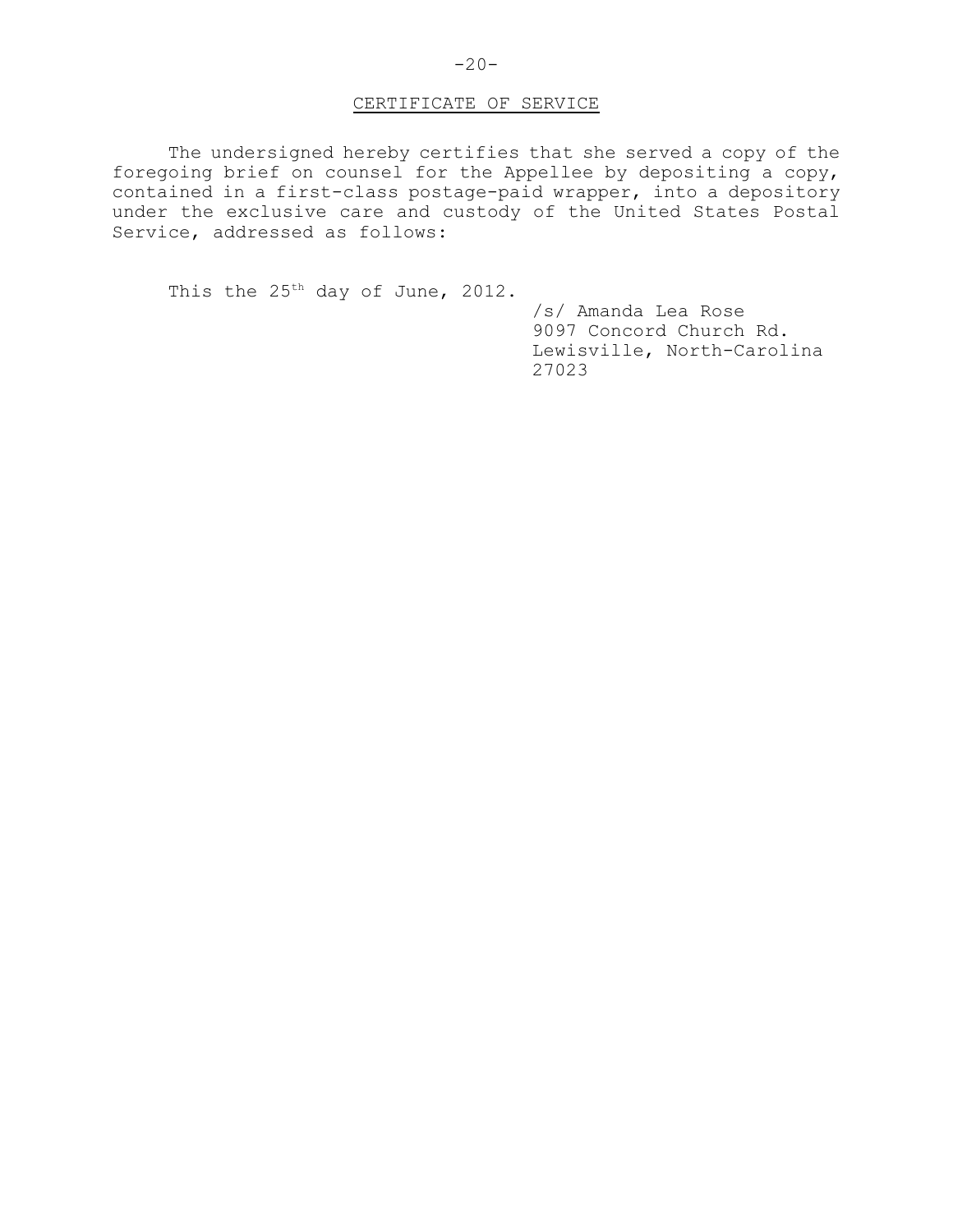## CERTIFICATE OF SERVICE

The undersigned hereby certifies that she served a copy of the foregoing brief on counsel for the Appellee by depositing a copy, contained in a first-class postage-paid wrapper, into a depository under the exclusive care and custody of the United States Postal Service, addressed as follows:

This the 25th day of June, 2012.

/s/ Amanda Lea Rose  
9097 Concord Church Rd.  
Lewisville, North-Carolina  
27023